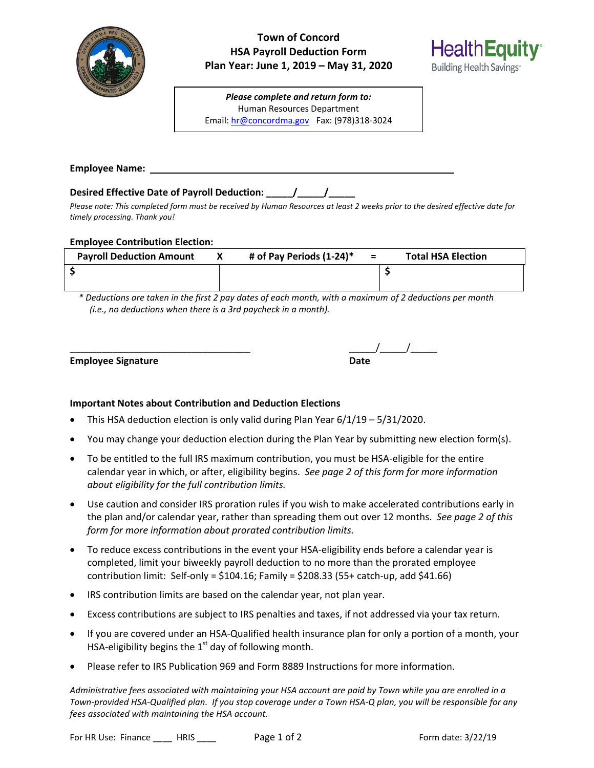# Town of Concord
## HSA Payroll Deduction Form
## Plan Year: June 1, 2019 – May 31, 2020

HealthEquity
Building Health Savings

*Please complete and return form to:*
Human Resources Department
Email: hr@concordma.gov Fax: (978)318-3024

**Employee Name:** ____________________________________________

**Desired Effective Date of Payroll Deduction:** _____/_____/_____

*Please note: This completed form must be received by Human Resources at least 2 weeks prior to the desired effective date for timely processing. Thank you!*

**Employee Contribution Election:**

| Payroll Deduction Amount | X | # of Pay Periods (1-24)* | = | Total HSA Election |
|---|---|---|---|---|
| $ | | | | $ |

*\* Deductions are taken in the first 2 pay dates of each month, with a maximum of 2 deductions per month (i.e., no deductions when there is a 3rd paycheck in a month).*

___________________________________ _____/_____/_____
**Employee Signature** **Date**

**Important Notes about Contribution and Deduction Elections**

- This HSA deduction election is only valid during Plan Year 6/1/19 – 5/31/2020.
- You may change your deduction election during the Plan Year by submitting new election form(s).
- To be entitled to the full IRS maximum contribution, you must be HSA-eligible for the entire calendar year in which, or after, eligibility begins. *See page 2 of this form for more information about eligibility for the full contribution limits.*
- Use caution and consider IRS proration rules if you wish to make accelerated contributions early in the plan and/or calendar year, rather than spreading them out over 12 months. *See page 2 of this form for more information about prorated contribution limits.*
- To reduce excess contributions in the event your HSA-eligibility ends before a calendar year is completed, limit your biweekly payroll deduction to no more than the prorated employee contribution limit: Self-only = $104.16; Family = $208.33 (55+ catch-up, add $41.66)
- IRS contribution limits are based on the calendar year, not plan year.
- Excess contributions are subject to IRS penalties and taxes, if not addressed via your tax return.
- If you are covered under an HSA-Qualified health insurance plan for only a portion of a month, your HSA-eligibility begins the 1st day of following month.
- Please refer to IRS Publication 969 and Form 8889 Instructions for more information.

*Administrative fees associated with maintaining your HSA account are paid by Town while you are enrolled in a Town-provided HSA-Qualified plan. If you stop coverage under a Town HSA-Q plan, you will be responsible for any fees associated with maintaining the HSA account.*

For HR Use: Finance ____ HRIS ____ Form date: 3/22/19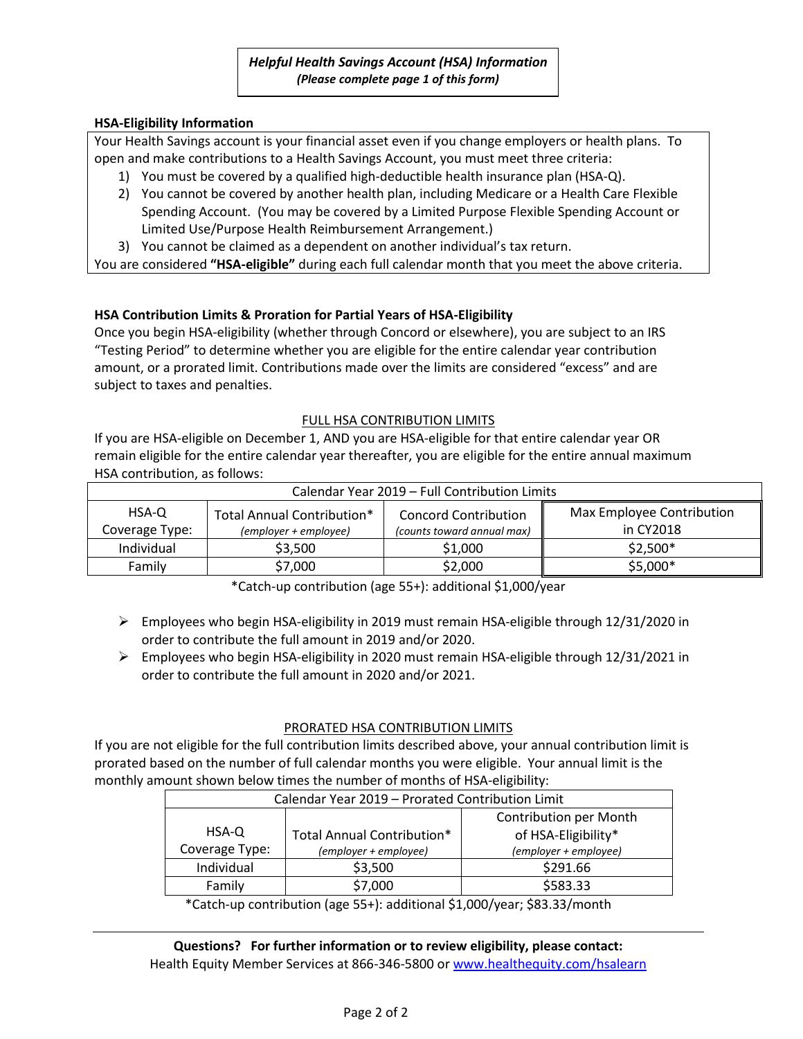***Helpful Health Savings Account (HSA) Information***
***(Please complete page 1 of this form)***

**HSA-Eligibility Information**

Your Health Savings account is your financial asset even if you change employers or health plans. To open and make contributions to a Health Savings Account, you must meet three criteria:

1) You must be covered by a qualified high-deductible health insurance plan (HSA-Q).
2) You cannot be covered by another health plan, including Medicare or a Health Care Flexible Spending Account. (You may be covered by a Limited Purpose Flexible Spending Account or Limited Use/Purpose Health Reimbursement Arrangement.)
3) You cannot be claimed as a dependent on another individual's tax return.

You are considered **"HSA-eligible"** during each full calendar month that you meet the above criteria.

**HSA Contribution Limits & Proration for Partial Years of HSA-Eligibility**

Once you begin HSA-eligibility (whether through Concord or elsewhere), you are subject to an IRS "Testing Period" to determine whether you are eligible for the entire calendar year contribution amount, or a prorated limit. Contributions made over the limits are considered "excess" and are subject to taxes and penalties.

FULL HSA CONTRIBUTION LIMITS

If you are HSA-eligible on December 1, AND you are HSA-eligible for that entire calendar year OR remain eligible for the entire calendar year thereafter, you are eligible for the entire annual maximum HSA contribution, as follows:

| Calendar Year 2019 – Full Contribution Limits | | | |
|---|---|---|---|
| HSA-Q Coverage Type: | Total Annual Contribution* *(employer + employee)* | Concord Contribution *(counts toward annual max)* | Max Employee Contribution in CY2018 |
| Individual | $3,500 | $1,000 | $2,500* |
| Family | $7,000 | $2,000 | $5,000* |

*Catch-up contribution (age 55+): additional $1,000/year

- Employees who begin HSA-eligibility in 2019 must remain HSA-eligible through 12/31/2020 in order to contribute the full amount in 2019 and/or 2020.
- Employees who begin HSA-eligibility in 2020 must remain HSA-eligible through 12/31/2021 in order to contribute the full amount in 2020 and/or 2021.

PRORATED HSA CONTRIBUTION LIMITS

If you are not eligible for the full contribution limits described above, your annual contribution limit is prorated based on the number of full calendar months you were eligible. Your annual limit is the monthly amount shown below times the number of months of HSA-eligibility:

| Calendar Year 2019 – Prorated Contribution Limit | | |
|---|---|---|
| HSA-Q Coverage Type: | Total Annual Contribution* *(employer + employee)* | Contribution per Month of HSA-Eligibility* *(employer + employee)* |
| Individual | $3,500 | $291.66 |
| Family | $7,000 | $583.33 |

*Catch-up contribution (age 55+): additional $1,000/year; $83.33/month

---

**Questions? For further information or to review eligibility, please contact:**
Health Equity Member Services at 866-346-5800 or [www.healthequity.com/hsalearn](http://www.healthequity.com/hsalearn)